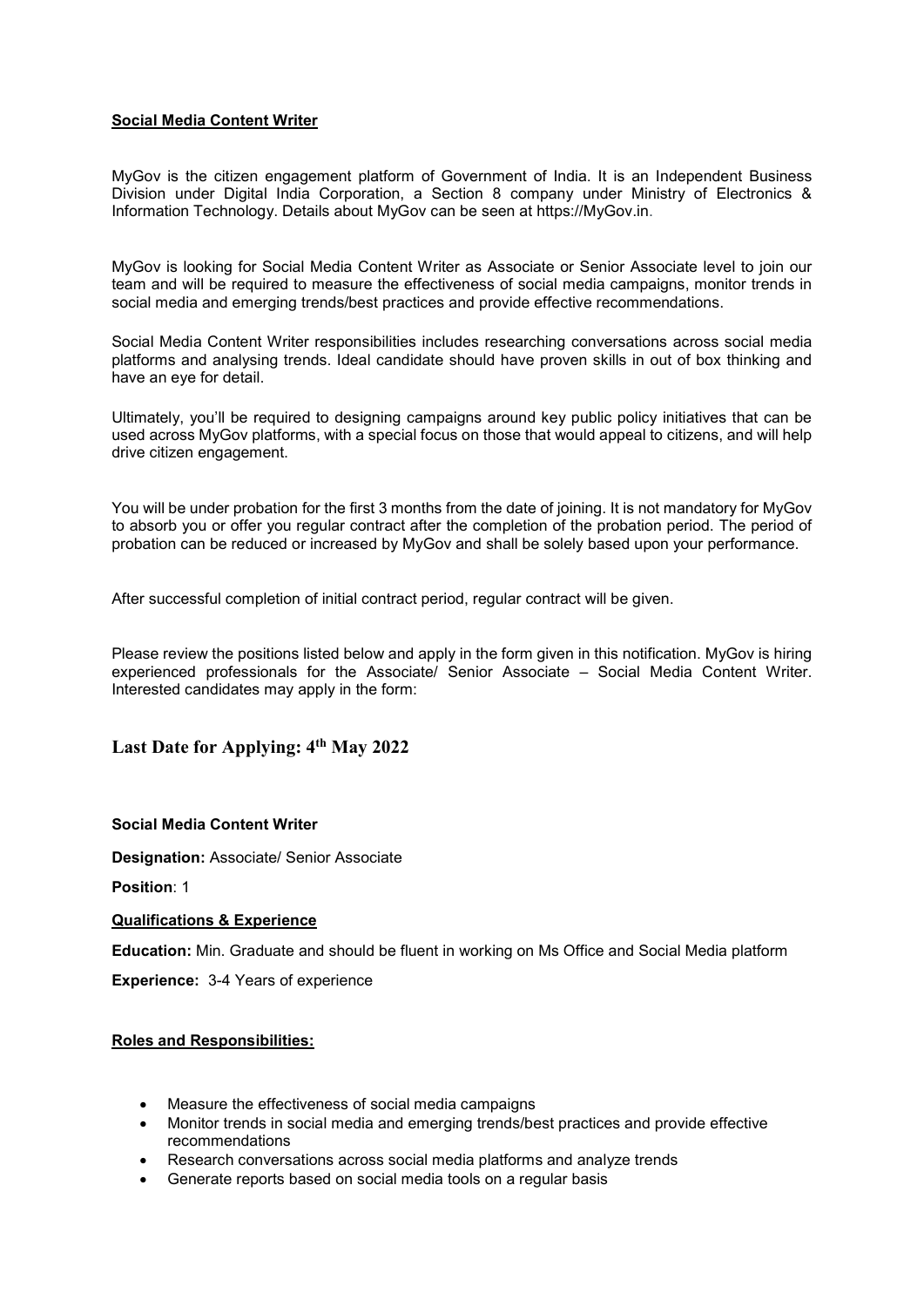## **Social Media Content Writer**

MyGov is the citizen engagement platform of Government of India. It is an Independent Business Division under Digital India Corporation, a Section 8 company under Ministry of Electronics & Information Technology. Details about MyGov can be seen at https://MyGov.in.

MyGov is looking for Social Media Content Writer as Associate or Senior Associate level to join our team and will be required to measure the effectiveness of social media campaigns, monitor trends in social media and emerging trends/best practices and provide effective recommendations.

Social Media Content Writer responsibilities includes researching conversations across social media platforms and analysing trends. Ideal candidate should have proven skills in out of box thinking and have an eye for detail.

Ultimately, you'll be required to designing campaigns around key public policy initiatives that can be used across MyGov platforms, with a special focus on those that would appeal to citizens, and will help drive citizen engagement.

You will be under probation for the first 3 months from the date of joining. It is not mandatory for MyGov to absorb you or offer you regular contract after the completion of the probation period. The period of probation can be reduced or increased by MyGov and shall be solely based upon your performance.

After successful completion of initial contract period, regular contract will be given.

Please review the positions listed below and apply in the form given in this notification. MyGov is hiring experienced professionals for the Associate/ Senior Associate – Social Media Content Writer. Interested candidates may apply in the form:

## Last Date for Applying: 4th May 2022

**Social Media Content Writer**

**Designation:** Associate/ Senior Associate

**Position**: 1

**Qualifications & Experience**

**Education:** Min. Graduate and should be fluent in working on Ms Office and Social Media platform

**Experience:** 3-4 Years of experience

**Roles and Responsibilities:**

- Measure the effectiveness of social media campaigns
- Monitor trends in social media and emerging trends/best practices and provide effective recommendations
- Research conversations across social media platforms and analyze trends
- Generate reports based on social media tools on a regular basis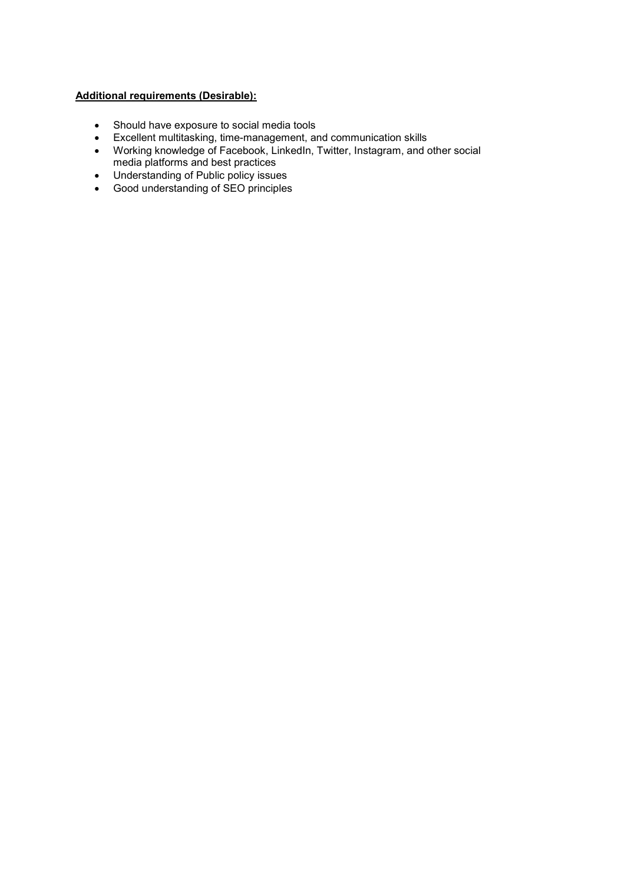**Additional requirements (Desirable):**

- Should have exposure to social media tools
- Excellent multitasking, time-management, and communication skills
- Working knowledge of Facebook, LinkedIn, Twitter, Instagram, and other social media platforms and best practices
- Understanding of Public policy issues
- Good understanding of SEO principles